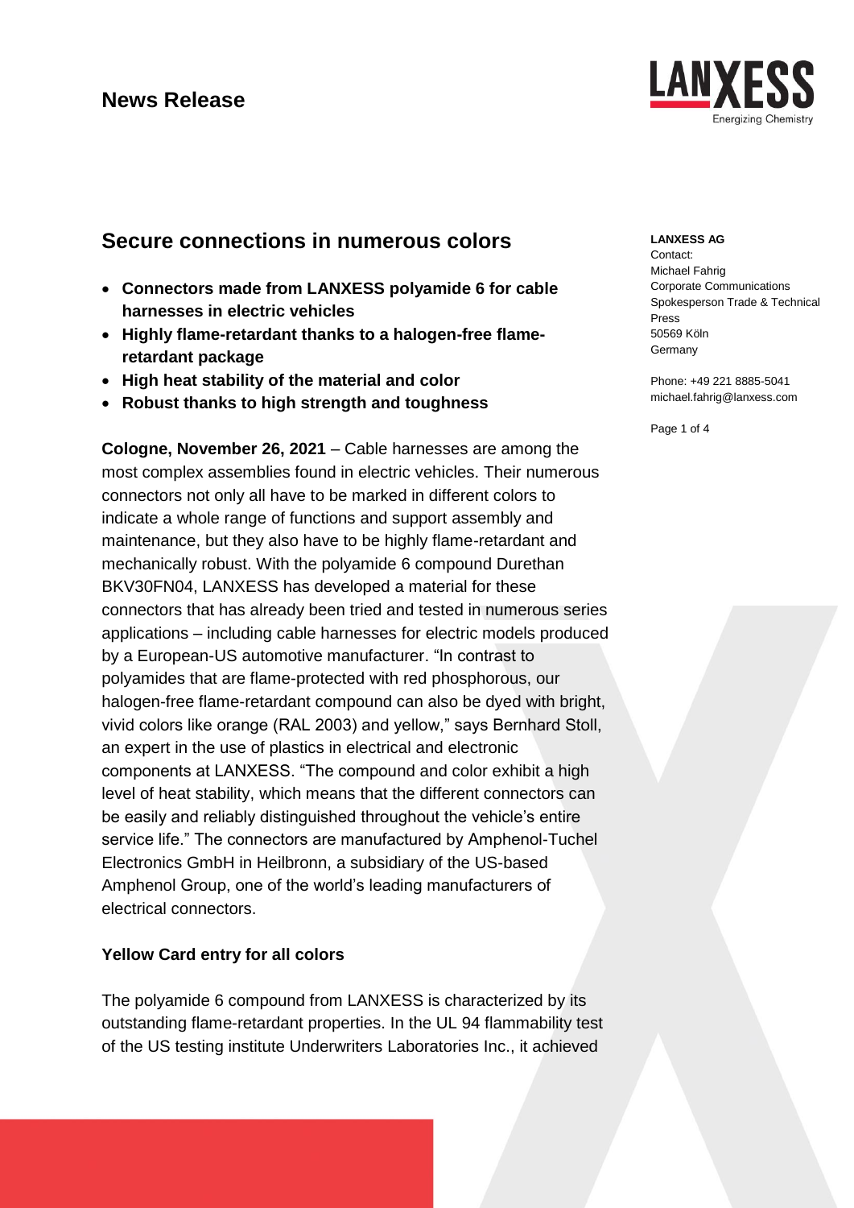# News Release

**LANXESS AG**
Contact:
Michael Fahrig
Corporate Communications
Spokesperson Trade & Technical Press
50569 Köln
Germany

Phone: +49 221 8885-5041
michael.fahrig@lanxess.com

## Secure connections in numerous colors

- **Connectors made from LANXESS polyamide 6 for cable harnesses in electric vehicles**
- **Highly flame-retardant thanks to a halogen-free flame-retardant package**
- **High heat stability of the material and color**
- **Robust thanks to high strength and toughness**

**Cologne, November 26, 2021** – Cable harnesses are among the most complex assemblies found in electric vehicles. Their numerous connectors not only all have to be marked in different colors to indicate a whole range of functions and support assembly and maintenance, but they also have to be highly flame-retardant and mechanically robust. With the polyamide 6 compound Durethan BKV30FN04, LANXESS has developed a material for these connectors that has already been tried and tested in numerous series applications – including cable harnesses for electric models produced by a European-US automotive manufacturer. "In contrast to polyamides that are flame-protected with red phosphorous, our halogen-free flame-retardant compound can also be dyed with bright, vivid colors like orange (RAL 2003) and yellow," says Bernhard Stoll, an expert in the use of plastics in electrical and electronic components at LANXESS. "The compound and color exhibit a high level of heat stability, which means that the different connectors can be easily and reliably distinguished throughout the vehicle's entire service life." The connectors are manufactured by Amphenol-Tuchel Electronics GmbH in Heilbronn, a subsidiary of the US-based Amphenol Group, one of the world's leading manufacturers of electrical connectors.

### Yellow Card entry for all colors

The polyamide 6 compound from LANXESS is characterized by its outstanding flame-retardant properties. In the UL 94 flammability test of the US testing institute Underwriters Laboratories Inc., it achieved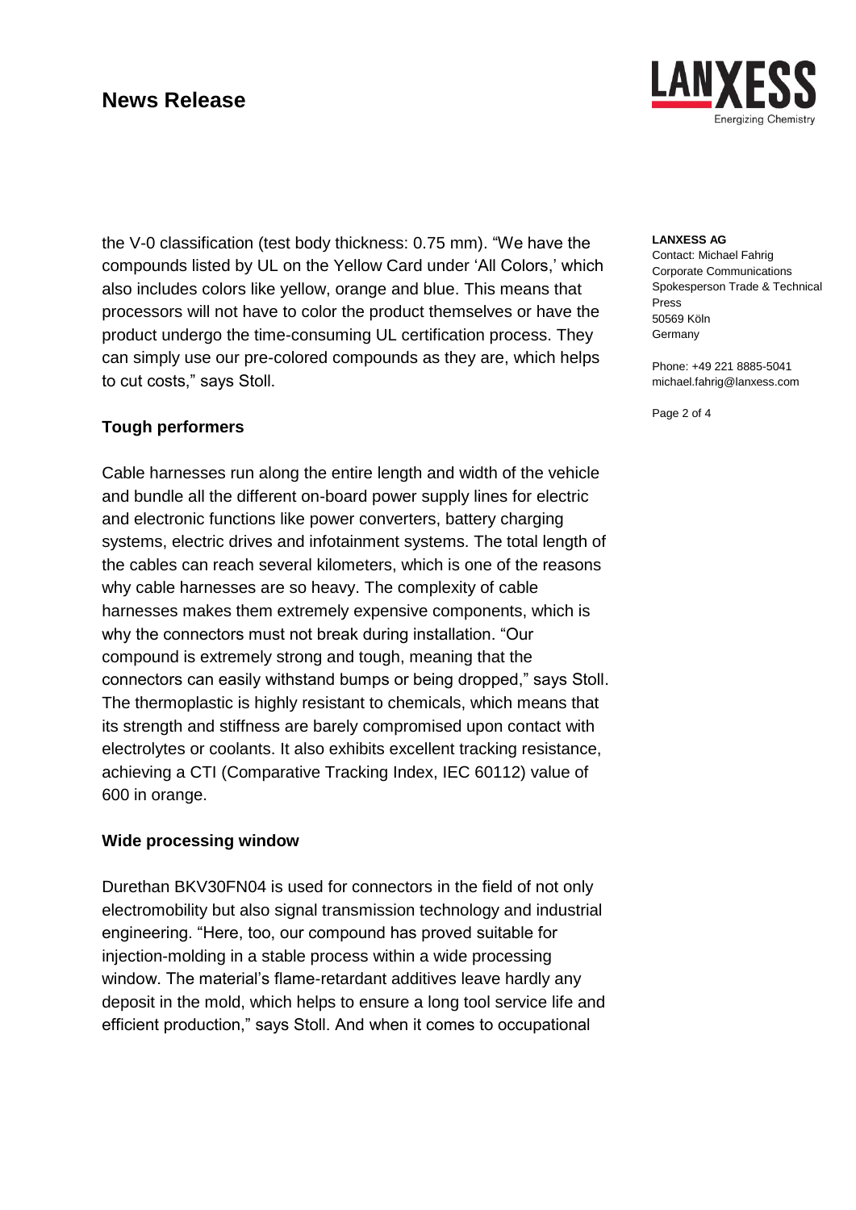the V-0 classification (test body thickness: 0.75 mm). “We have the compounds listed by UL on the Yellow Card under ‘All Colors,’ which also includes colors like yellow, orange and blue. This means that processors will not have to color the product themselves or have the product undergo the time-consuming UL certification process. They can simply use our pre-colored compounds as they are, which helps to cut costs,” says Stoll.

**LANXESS AG**
Contact: Michael Fahrig
Corporate Communications
Spokesperson Trade & Technical Press
50569 Köln
Germany

Phone: +49 221 8885-5041
michael.fahrig@lanxess.com

## Tough performers

Cable harnesses run along the entire length and width of the vehicle and bundle all the different on-board power supply lines for electric and electronic functions like power converters, battery charging systems, electric drives and infotainment systems. The total length of the cables can reach several kilometers, which is one of the reasons why cable harnesses are so heavy. The complexity of cable harnesses makes them extremely expensive components, which is why the connectors must not break during installation. “Our compound is extremely strong and tough, meaning that the connectors can easily withstand bumps or being dropped,” says Stoll. The thermoplastic is highly resistant to chemicals, which means that its strength and stiffness are barely compromised upon contact with electrolytes or coolants. It also exhibits excellent tracking resistance, achieving a CTI (Comparative Tracking Index, IEC 60112) value of 600 in orange.

## Wide processing window

Durethan BKV30FN04 is used for connectors in the field of not only electromobility but also signal transmission technology and industrial engineering. “Here, too, our compound has proved suitable for injection-molding in a stable process within a wide processing window. The material’s flame-retardant additives leave hardly any deposit in the mold, which helps to ensure a long tool service life and efficient production,” says Stoll. And when it comes to occupational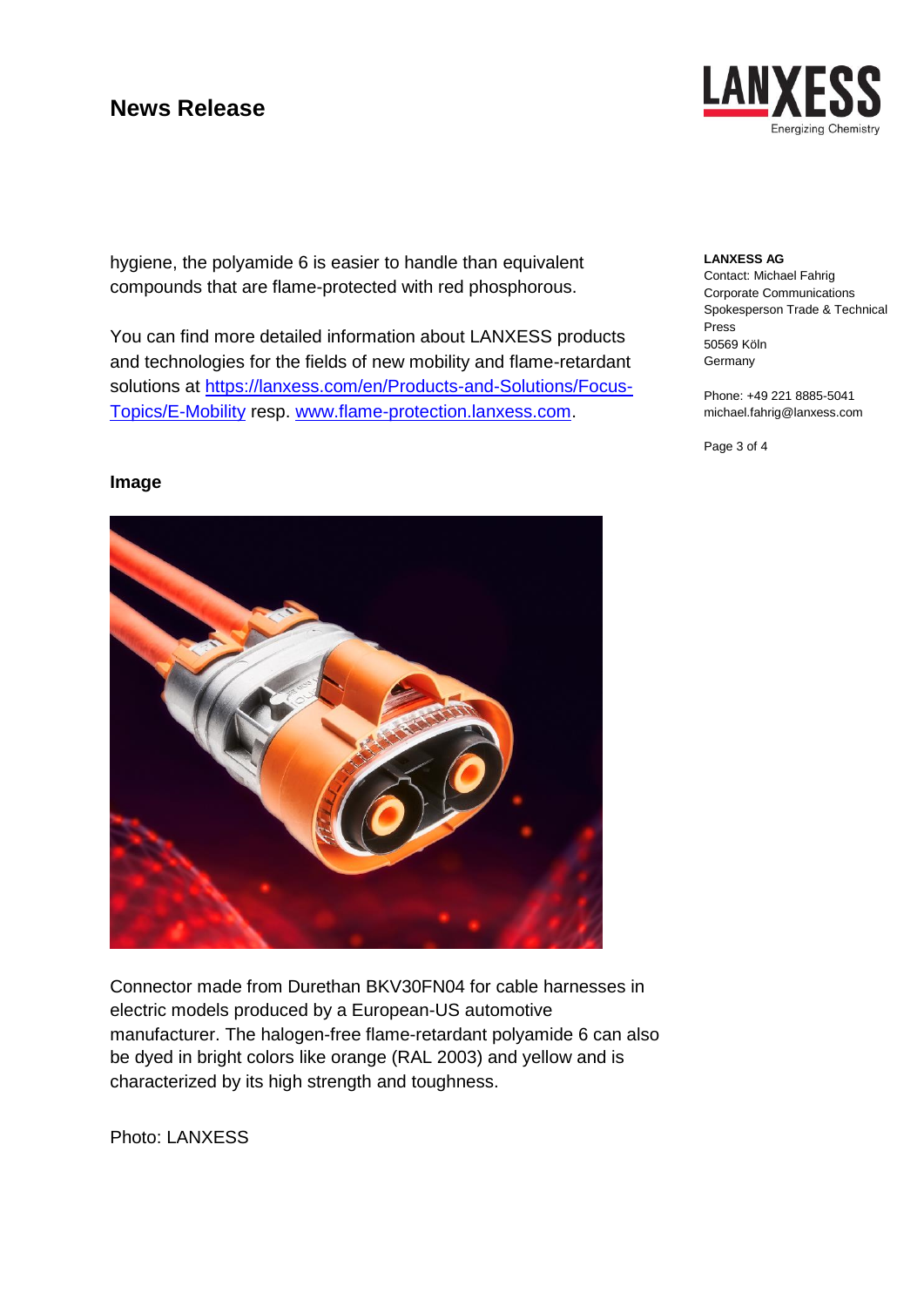hygiene, the polyamide 6 is easier to handle than equivalent compounds that are flame-protected with red phosphorous.

You can find more detailed information about LANXESS products and technologies for the fields of new mobility and flame-retardant solutions at https://lanxess.com/en/Products-and-Solutions/Focus-Topics/E-Mobility resp. www.flame-protection.lanxess.com.

**Image**

Connector made from Durethan BKV30FN04 for cable harnesses in electric models produced by a European-US automotive manufacturer. The halogen-free flame-retardant polyamide 6 can also be dyed in bright colors like orange (RAL 2003) and yellow and is characterized by its high strength and toughness.

Photo: LANXESS

**LANXESS AG**
Contact: Michael Fahrig
Corporate Communications
Spokesperson Trade & Technical Press
50569 Köln
Germany

Phone: +49 221 8885-5041
michael.fahrig@lanxess.com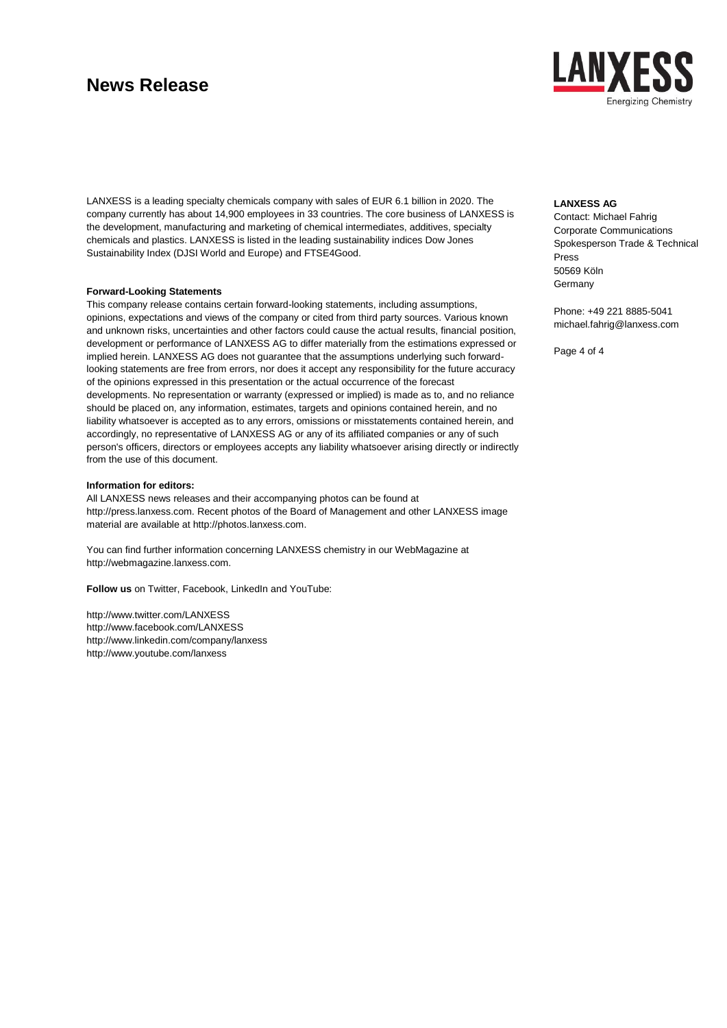LANXESS is a leading specialty chemicals company with sales of EUR 6.1 billion in 2020. The company currently has about 14,900 employees in 33 countries. The core business of LANXESS is the development, manufacturing and marketing of chemical intermediates, additives, specialty chemicals and plastics. LANXESS is listed in the leading sustainability indices Dow Jones Sustainability Index (DJSI World and Europe) and FTSE4Good.

**Forward-Looking Statements**

This company release contains certain forward-looking statements, including assumptions, opinions, expectations and views of the company or cited from third party sources. Various known and unknown risks, uncertainties and other factors could cause the actual results, financial position, development or performance of LANXESS AG to differ materially from the estimations expressed or implied herein. LANXESS AG does not guarantee that the assumptions underlying such forward-looking statements are free from errors, nor does it accept any responsibility for the future accuracy of the opinions expressed in this presentation or the actual occurrence of the forecast developments. No representation or warranty (expressed or implied) is made as to, and no reliance should be placed on, any information, estimates, targets and opinions contained herein, and no liability whatsoever is accepted as to any errors, omissions or misstatements contained herein, and accordingly, no representative of LANXESS AG or any of its affiliated companies or any of such person's officers, directors or employees accepts any liability whatsoever arising directly or indirectly from the use of this document.

**Information for editors:**

All LANXESS news releases and their accompanying photos can be found at http://press.lanxess.com. Recent photos of the Board of Management and other LANXESS image material are available at http://photos.lanxess.com.

You can find further information concerning LANXESS chemistry in our WebMagazine at http://webmagazine.lanxess.com.

**Follow us** on Twitter, Facebook, LinkedIn and YouTube:

http://www.twitter.com/LANXESS
http://www.facebook.com/LANXESS
http://www.linkedin.com/company/lanxess
http://www.youtube.com/lanxess

**LANXESS AG**
Contact: Michael Fahrig
Corporate Communications
Spokesperson Trade & Technical Press
50569 Köln
Germany

Phone: +49 221 8885-5041
michael.fahrig@lanxess.com